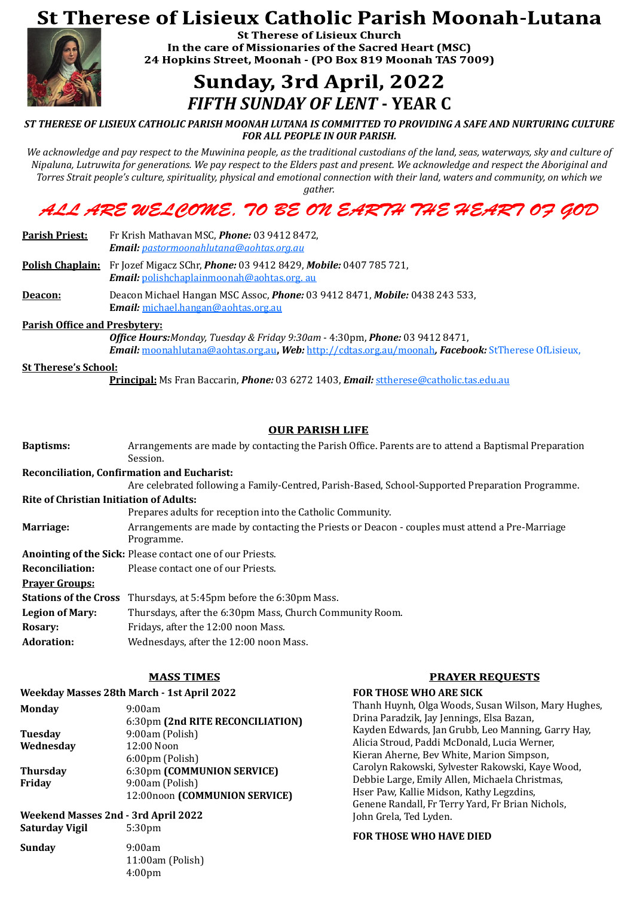# St Therese of Lisieux Catholic Parish Moonah-Lutana

**St Therese of Lisieux Church**
**In the care of Missionaries of the Sacred Heart (MSC)**
**24 Hopkins Street, Moonah - (PO Box 819 Moonah TAS 7009)**

## Sunday, 3rd April, 2022
## *FIFTH SUNDAY OF LENT* - YEAR C

***ST THERESE OF LISIEUX CATHOLIC PARISH MOONAH LUTANA IS COMMITTED TO PROVIDING A SAFE AND NURTURING CULTURE FOR ALL PEOPLE IN OUR PARISH.***

*We acknowledge and pay respect to the Muwinina people, as the traditional custodians of the land, seas, waterways, sky and culture of Nipaluna, Lutruwita for generations. We pay respect to the Elders past and present. We acknowledge and respect the Aboriginal and Torres Strait people's culture, spirituality, physical and emotional connection with their land, waters and community, on which we gather.*

## *ALL ARE WELCOME. TO BE ON EARTH THE HEART OF GOD*

**Parish Priest:** Fr Krish Mathavan MSC, ***Phone:*** 03 9412 8472, ***Email:*** *pastormoonahlutana@aohtas.org.au*

**Polish Chaplain:** Fr Jozef Migacz SChr, ***Phone:*** 03 9412 8429, ***Mobile:*** 0407 785 721, ***Email:*** polishchaplainmoonah@aohtas.org. au

**Deacon:** Deacon Michael Hangan MSC Assoc, ***Phone:*** 03 9412 8471, ***Mobile:*** 0438 243 533, ***Email:*** michael.hangan@aohtas.org.au

**Parish Office and Presbytery:**
***Office Hours:*** *Monday, Tuesday & Friday 9:30am* - 4:30pm, ***Phone:*** 03 9412 8471,
***Email:*** moonahlutana@aohtas.org.au**,** ***Web:*** http://cdtas.org.au/moonah**,** ***Facebook:*** StTherese OfLisieux,

**St Therese's School:**
**Principal:** Ms Fran Baccarin, ***Phone:*** 03 6272 1403, ***Email:*** sttherese@catholic.tas.edu.au

### OUR PARISH LIFE

**Baptisms:** Arrangements are made by contacting the Parish Office. Parents are to attend a Baptismal Preparation Session.

**Reconciliation, Confirmation and Eucharist:**
Are celebrated following a Family-Centred, Parish-Based, School-Supported Preparation Programme.

**Rite of Christian Initiation of Adults:**
Prepares adults for reception into the Catholic Community.

**Marriage:** Arrangements are made by contacting the Priests or Deacon - couples must attend a Pre-Marriage Programme.

**Anointing of the Sick:** Please contact one of our Priests.

**Reconciliation:** Please contact one of our Priests.

**Prayer Groups:**

**Stations of the Cross** Thursdays, at 5:45pm before the 6:30pm Mass.

**Legion of Mary:** Thursdays, after the 6:30pm Mass, Church Community Room.

**Rosary:** Fridays, after the 12:00 noon Mass.

**Adoration:** Wednesdays, after the 12:00 noon Mass.

### MASS TIMES

**Weekday Masses 28th March - 1st April 2022**

| | |
|---|---|
| **Monday** | 9:00am |
| | 6:30pm **(2nd RITE RECONCILIATION)** |
| **Tuesday** | 9:00am (Polish) |
| **Wednesday** | 12:00 Noon |
| | 6:00pm (Polish) |
| **Thursday** | 6:30pm **(COMMUNION SERVICE)** |
| **Friday** | 9:00am (Polish) |
| | 12:00noon **(COMMUNION SERVICE)** |

**Weekend Masses 2nd - 3rd April 2022**

| | |
|---|---|
| **Saturday Vigil** | 5:30pm |
| **Sunday** | 9:00am |
| | 11:00am (Polish) |
| | 4:00pm |

### PRAYER REQUESTS

**FOR THOSE WHO ARE SICK**

Thanh Huynh, Olga Woods, Susan Wilson, Mary Hughes, Drina Paradzik, Jay Jennings, Elsa Bazan, Kayden Edwards, Jan Grubb, Leo Manning, Garry Hay, Alicia Stroud, Paddi McDonald, Lucia Werner, Kieran Aherne, Bev White, Marion Simpson, Carolyn Rakowski, Sylvester Rakowski, Kaye Wood, Debbie Large, Emily Allen, Michaela Christmas, Hser Paw, Kallie Midson, Kathy Legzdins, Genene Randall, Fr Terry Yard, Fr Brian Nichols, John Grela, Ted Lyden.

**FOR THOSE WHO HAVE DIED**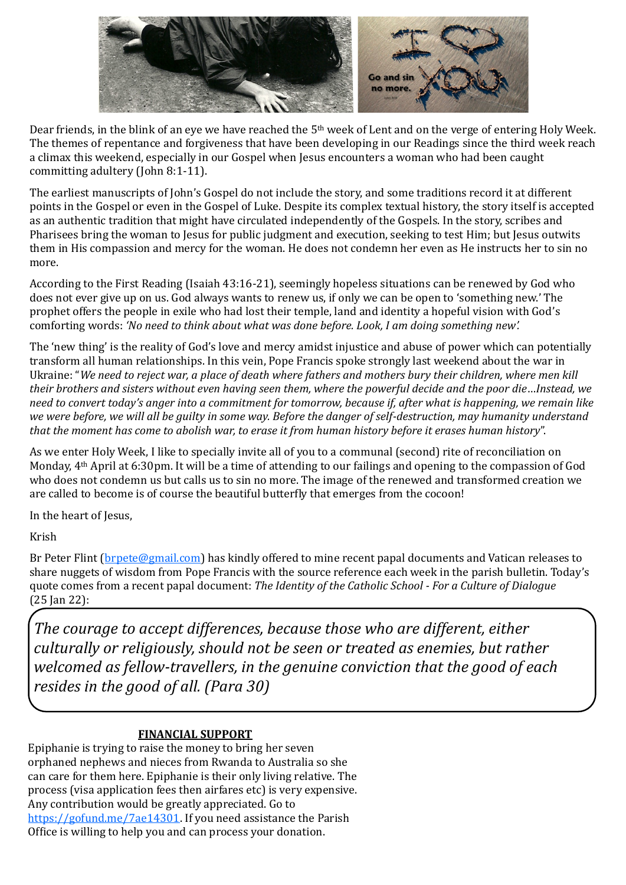Dear friends, in the blink of an eye we have reached the 5th week of Lent and on the verge of entering Holy Week. The themes of repentance and forgiveness that have been developing in our Readings since the third week reach a climax this weekend, especially in our Gospel when Jesus encounters a woman who had been caught committing adultery (John 8:1-11).

The earliest manuscripts of John's Gospel do not include the story, and some traditions record it at different points in the Gospel or even in the Gospel of Luke. Despite its complex textual history, the story itself is accepted as an authentic tradition that might have circulated independently of the Gospels. In the story, scribes and Pharisees bring the woman to Jesus for public judgment and execution, seeking to test Him; but Jesus outwits them in His compassion and mercy for the woman. He does not condemn her even as He instructs her to sin no more.

According to the First Reading (Isaiah 43:16-21), seemingly hopeless situations can be renewed by God who does not ever give up on us. God always wants to renew us, if only we can be open to 'something new.' The prophet offers the people in exile who had lost their temple, land and identity a hopeful vision with God's comforting words: *'No need to think about what was done before. Look, I am doing something new'.*

The 'new thing' is the reality of God's love and mercy amidst injustice and abuse of power which can potentially transform all human relationships. In this vein, Pope Francis spoke strongly last weekend about the war in Ukraine: "*We need to reject war, a place of death where fathers and mothers bury their children, where men kill their brothers and sisters without even having seen them, where the powerful decide and the poor die…Instead, we need to convert today's anger into a commitment for tomorrow, because if, after what is happening, we remain like we were before, we will all be guilty in some way. Before the danger of self-destruction, may humanity understand that the moment has come to abolish war, to erase it from human history before it erases human history*".

As we enter Holy Week, I like to specially invite all of you to a communal (second) rite of reconciliation on Monday, 4th April at 6:30pm. It will be a time of attending to our failings and opening to the compassion of God who does not condemn us but calls us to sin no more. The image of the renewed and transformed creation we are called to become is of course the beautiful butterfly that emerges from the cocoon!

In the heart of Jesus,

Krish

Br Peter Flint (brpete@gmail.com) has kindly offered to mine recent papal documents and Vatican releases to share nuggets of wisdom from Pope Francis with the source reference each week in the parish bulletin. Today's quote comes from a recent papal document: *The Identity of the Catholic School - For a Culture of Dialogue* (25 Jan 22):

> *The courage to accept differences, because those who are different, either culturally or religiously, should not be seen or treated as enemies, but rather welcomed as fellow-travellers, in the genuine conviction that the good of each resides in the good of all. (Para 30)*

**FINANCIAL SUPPORT**

Epiphanie is trying to raise the money to bring her seven orphaned nephews and nieces from Rwanda to Australia so she can care for them here. Epiphanie is their only living relative. The process (visa application fees then airfares etc) is very expensive. Any contribution would be greatly appreciated. Go to https://gofund.me/7ae14301. If you need assistance the Parish Office is willing to help you and can process your donation.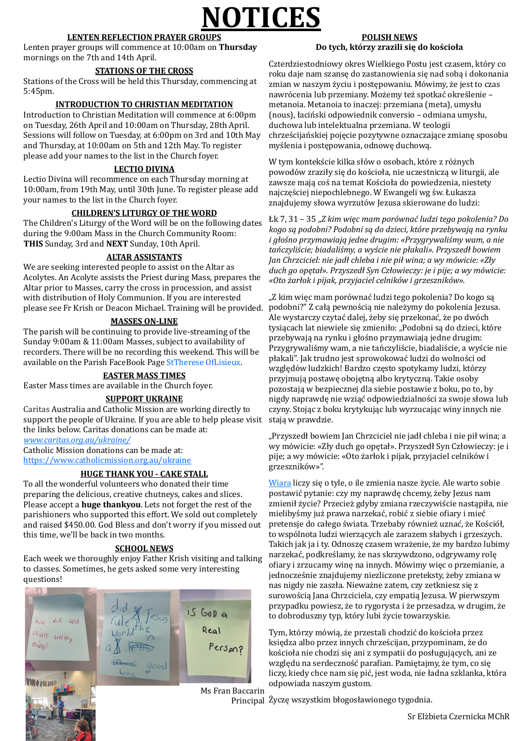# NOTICES

## LENTEN REFLECTION PRAYER GROUPS

Lenten prayer groups will commence at 10:00am on **Thursday** mornings on the 7th and 14th April.

## STATIONS OF THE CROSS

Stations of the Cross will be held this Thursday, commencing at 5:45pm.

## INTRODUCTION TO CHRISTIAN MEDITATION

Introduction to Christian Meditation will commence at 6:00pm on Tuesday, 26th April and 10:00am on Thursday, 28th April. Sessions will follow on Tuesday, at 6:00pm on 3rd and 10th May and Thursday, at 10:00am on 5th and 12th May. To register please add your names to the list in the Church foyer.

## LECTIO DIVINA

Lectio Divina will recommence on each Thursday morning at 10:00am, from 19th May, until 30th June. To register please add your names to the list in the Church foyer.

## CHILDREN'S LITURGY OF THE WORD

The Children's Liturgy of the Word will be on the following dates during the 9:00am Mass in the Church Community Room: **THIS** Sunday, 3rd and **NEXT** Sunday, 10th April.

## ALTAR ASSISTANTS

We are seeking interested people to assist on the Altar as Acolytes. An Acolyte assists the Priest during Mass, prepares the Altar prior to Masses, carry the cross in procession, and assist with distribution of Holy Communion. If you are interested please see Fr Krish or Deacon Michael. Training will be provided.

## MASSES ON-LINE

The parish will be continuing to provide live-streaming of the Sunday 9:00am & 11:00am Masses, subject to availability of recorders. There will be no recording this weekend. This will be available on the Parish FaceBook Page StTherese OfLisieux.

## EASTER MASS TIMES

Easter Mass times are available in the Church foyer.

## SUPPORT UKRAINE

Caritas Australia and Catholic Mission are working directly to support the people of Ukraine. If you are able to help please visit the links below. Caritas donations can be made at:
*www.caritas.org.au/ukraine/*
Catholic Mission donations can be made at:
https://www.catholicmission.org.au/ukraine

## HUGE THANK YOU - CAKE STALL

To all the wonderful volunteers who donated their time preparing the delicious, creative chutneys, cakes and slices. Please accept a **huge thankyou**. Lets not forget the rest of the parishioners who supported this effort. We sold out completely and raised $450.00. God Bless and don't worry if you missed out this time, we'll be back in two months.

## SCHOOL NEWS

Each week we thoroughly enjoy Father Krish visiting and talking to classes. Sometimes, he gets asked some very interesting questions!

Ms Fran Baccarin
Principal

## POLISH NEWS

### Do tych, którzy zrazili się do kościoła

Czterdziestodniowy okres Wielkiego Postu jest czasem, który co roku daje nam szansę do zastanowienia się nad sobą i dokonania zmian w naszym życiu i postępowaniu. Mówimy, że jest to czas nawrócenia lub przemiany. Możemy też spotkać określenie – metanoia. Metanoia to inaczej: przemiana (meta), umysłu (nous), łaciński odpowiednik conversio – odmiana umysłu, duchowa lub intelektualna przemiana. W teologii chrześcijańskiej pojęcie pozytywne oznaczające zmianę sposobu myślenia i postępowania, odnowę duchową.

W tym kontekście kilka słów o osobach, które z różnych powodów zraziły się do kościoła, nie uczestniczą w liturgii, ale zawsze mają coś na temat Kościoła do powiedzenia, niestety najczęściej niepochlebnego. W Ewangeli wg św. Łukasza znajdujemy słowa wyrzutów Jezusa skierowane do ludzi:

Łk 7, 31 – 35 *„Z kim więc mam porównać ludzi tego pokolenia? Do kogo są podobni? Podobni są do dzieci, które przebywają na rynku i głośno przymawiają jedne drugim: «Przygrywaliśmy wam, a nie tańczyliście; biadaliśmy, a wyście nie płakali». Przyszedł bowiem Jan Chrzciciel: nie jadł chleba i nie pił wina; a wy mówicie: «Zły duch go opętał». Przyszedł Syn Człowieczy: je i pije; a wy mówicie: «Oto żarłok i pijak, przyjaciel celników i grzeszników».*

„Z kim więc mam porównać ludzi tego pokolenia? Do kogo są podobni?" Z całą pewnością nie należymy do pokolenia Jezusa. Ale wystarczy czytać dalej, żeby się przekonać, że po dwóch tysiącach lat niewiele się zmieniło: „Podobni są do dzieci, które przebywają na rynku i głośno przymawiają jedne drugim: Przygrywaliśmy wam, a nie tańczyliście, biadaliście, a wyście nie płakali". Jak trudno jest sprowokować ludzi do wolności od względów ludzkich! Bardzo często spotykamy ludzi, którzy przyjmują postawę obojętną albo krytyczną. Takie osoby pozostają w bezpiecznej dla siebie postawie z boku, po to, by nigdy naprawdę nie wziąć odpowiedzialności za swoje słowa lub czyny. Stojąc z boku krytykując lub wyrzucając winy innych nie stają w prawdzie.

„Przyszedł bowiem Jan Chrzciciel nie jadł chleba i nie pił wina; a wy mówicie: «Zły duch go opętał». Przyszedł Syn Człowieczy: je i pije; a wy mówicie: «Oto żarłok i pijak, przyjaciel celników i grzeszników»".

Wiara liczy się o tyle, o ile zmienia nasze życie. Ale warto sobie postawić pytanie: czy my naprawdę chcemy, żeby Jezus nam zmienił życie? Przecież gdyby zmiana rzeczywiście nastąpiła, nie mielibyśmy już prawa narzekać, robić z siebie ofiary i mieć pretensje do całego świata. Trzebaby również uznać, że Kościół, to wspólnota ludzi wierzących ale zarazem słabych i grzeszych. Takich jak ja i ty. Odnoszę czasem wrażenie, że my bardzo lubimy narzekać, podkreślamy, że nas skrzywdzono, odgrywamy rolę ofiary i zrzucamy winę na innych. Mówimy więc o przemianie, a jednocześnie znajdujemy niezliczone preteksty, żeby zmiana w nas nigdy nie zaszła. Nieważne zatem, czy zetkniesz się z surowością Jana Chrzciciela, czy empatią Jezusa. W pierwszym przypadku powiesz, że to rygorysta i że przesadza, w drugim, że to dobroduszny typ, który lubi życie towarzyskie.

Tym, którzy mówią, że przestali chodzić do kościoła przez księdza albo przez innych chrześcijan, przypominam, że do kościoła nie chodzi się ani z sympatii do posługujących, ani ze względu na serdeczność parafian. Pamiętajmy, że tym, co się liczy, kiedy chce nam się pić, jest woda, nie ładna szklanka, która odpowiada naszym gustom.

Życzę wszystkim błogosławionego tygodnia.

Sr Elżbieta Czernicka MChR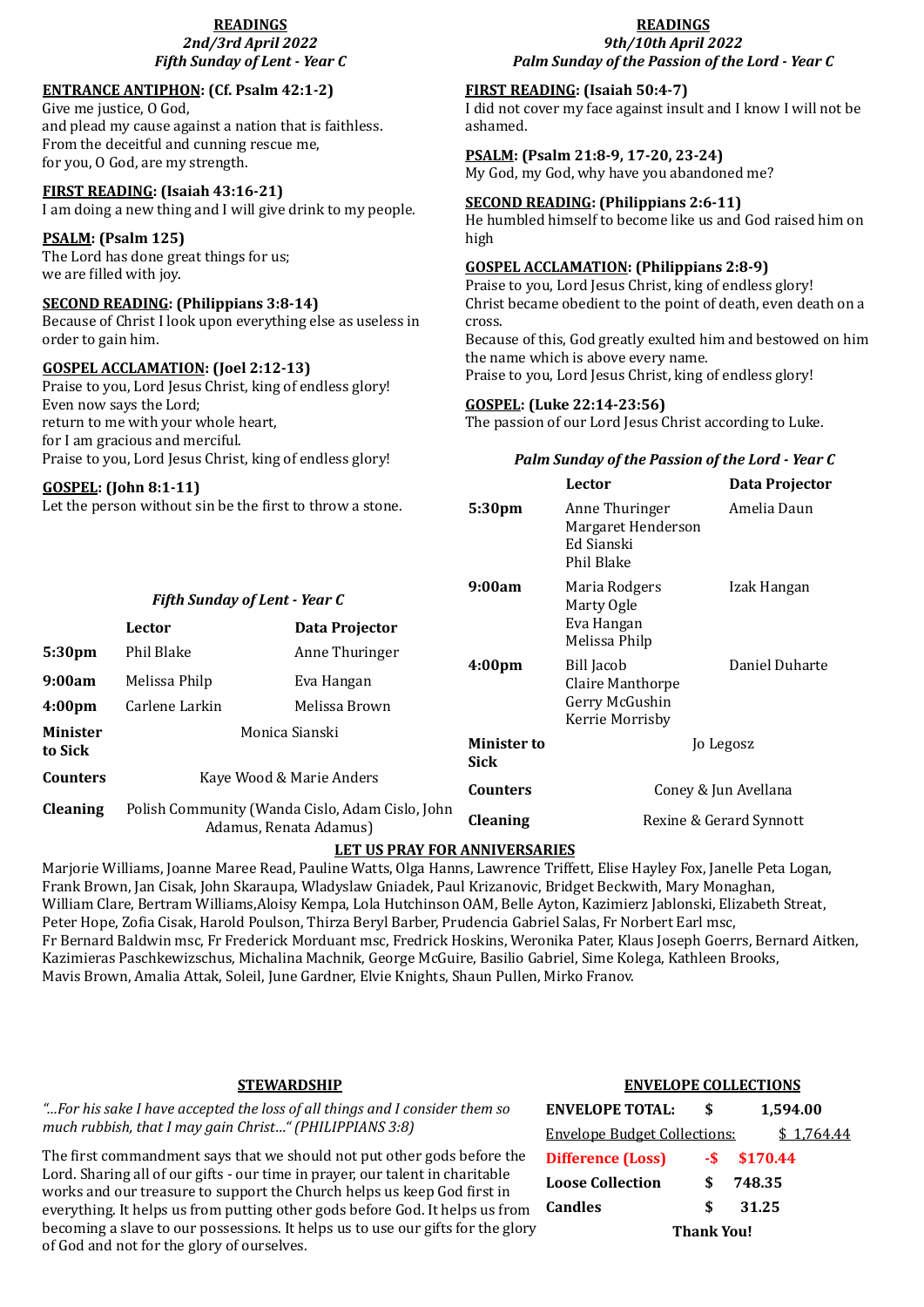## READINGS

***2nd/3rd April 2022***

***Fifth Sunday of Lent - Year C***

**ENTRANCE ANTIPHON: (Cf. Psalm 42:1-2)**

Give me justice, O God,
and plead my cause against a nation that is faithless.
From the deceitful and cunning rescue me,
for you, O God, are my strength.

**FIRST READING: (Isaiah 43:16-21)**

I am doing a new thing and I will give drink to my people.

**PSALM: (Psalm 125)**

The Lord has done great things for us;
we are filled with joy.

**SECOND READING: (Philippians 3:8-14)**

Because of Christ I look upon everything else as useless in order to gain him.

**GOSPEL ACCLAMATION: (Joel 2:12-13)**

Praise to you, Lord Jesus Christ, king of endless glory!
Even now says the Lord;
return to me with your whole heart,
for I am gracious and merciful.
Praise to you, Lord Jesus Christ, king of endless glory!

**GOSPEL: (John 8:1-11)**

Let the person without sin be the first to throw a stone.

***Fifth Sunday of Lent - Year C***

| | Lector | Data Projector |
|---|---|---|
| **5:30pm** | Phil Blake | Anne Thuringer |
| **9:00am** | Melissa Philp | Eva Hangan |
| **4:00pm** | Carlene Larkin | Melissa Brown |
| **Minister to Sick** | Monica Sianski | |
| **Counters** | Kaye Wood & Marie Anders | |
| **Cleaning** | Polish Community (Wanda Cislo, Adam Cislo, John Adamus, Renata Adamus) | |

## READINGS

***9th/10th April 2022***

***Palm Sunday of the Passion of the Lord - Year C***

**FIRST READING: (Isaiah 50:4-7)**

I did not cover my face against insult and I know I will not be ashamed.

**PSALM: (Psalm 21:8-9, 17-20, 23-24)**

My God, my God, why have you abandoned me?

**SECOND READING: (Philippians 2:6-11)**

He humbled himself to become like us and God raised him on high

**GOSPEL ACCLAMATION: (Philippians 2:8-9)**

Praise to you, Lord Jesus Christ, king of endless glory!
Christ became obedient to the point of death, even death on a cross.
Because of this, God greatly exulted him and bestowed on him the name which is above every name.
Praise to you, Lord Jesus Christ, king of endless glory!

**GOSPEL: (Luke 22:14-23:56)**

The passion of our Lord Jesus Christ according to Luke.

***Palm Sunday of the Passion of the Lord - Year C***

| | Lector | Data Projector |
|---|---|---|
| **5:30pm** | Anne Thuringer, Margaret Henderson, Ed Sianski, Phil Blake | Amelia Daun |
| **9:00am** | Maria Rodgers, Marty Ogle, Eva Hangan, Melissa Philp | Izak Hangan |
| **4:00pm** | Bill Jacob, Claire Manthorpe, Gerry McGushin, Kerrie Morrisby | Daniel Duharte |
| **Minister to Sick** | Jo Legosz | |
| **Counters** | Coney & Jun Avellana | |
| **Cleaning** | Rexine & Gerard Synnott | |

## LET US PRAY FOR ANNIVERSARIES

Marjorie Williams, Joanne Maree Read, Pauline Watts, Olga Hanns, Lawrence Triffett, Elise Hayley Fox, Janelle Peta Logan, Frank Brown, Jan Cisak, John Skaraupa, Wladyslaw Gniadek, Paul Krizanovic, Bridget Beckwith, Mary Monaghan, William Clare, Bertram Williams,Aloisy Kempa, Lola Hutchinson OAM, Belle Ayton, Kazimierz Jablonski, Elizabeth Streat, Peter Hope, Zofia Cisak, Harold Poulson, Thirza Beryl Barber, Prudencia Gabriel Salas, Fr Norbert Earl msc, Fr Bernard Baldwin msc, Fr Frederick Morduant msc, Fredrick Hoskins, Weronika Pater, Klaus Joseph Goerrs, Bernard Aitken, Kazimieras Paschkewizschus, Michalina Machnik, George McGuire, Basilio Gabriel, Sime Kolega, Kathleen Brooks, Mavis Brown, Amalia Attak, Soleil, June Gardner, Elvie Knights, Shaun Pullen, Mirko Franov.

## STEWARDSHIP

*"...For his sake I have accepted the loss of all things and I consider them so much rubbish, that I may gain Christ..." (PHILIPPIANS 3:8)*

The first commandment says that we should not put other gods before the Lord. Sharing all of our gifts - our time in prayer, our talent in charitable works and our treasure to support the Church helps us keep God first in everything. It helps us from putting other gods before God. It helps us from becoming a slave to our possessions. It helps us to use our gifts for the glory of God and not for the glory of ourselves.

## ENVELOPE COLLECTIONS

| | | |
|---|---|---|
| **ENVELOPE TOTAL:** | **$** | **1,594.00** |
| Envelope Budget Collections: | | $ 1,764.44 |
| **Difference (Loss)** | **-$** | **$170.44** |
| **Loose Collection** | **$** | **748.35** |
| **Candles** | **$** | **31.25** |

**Thank You!**